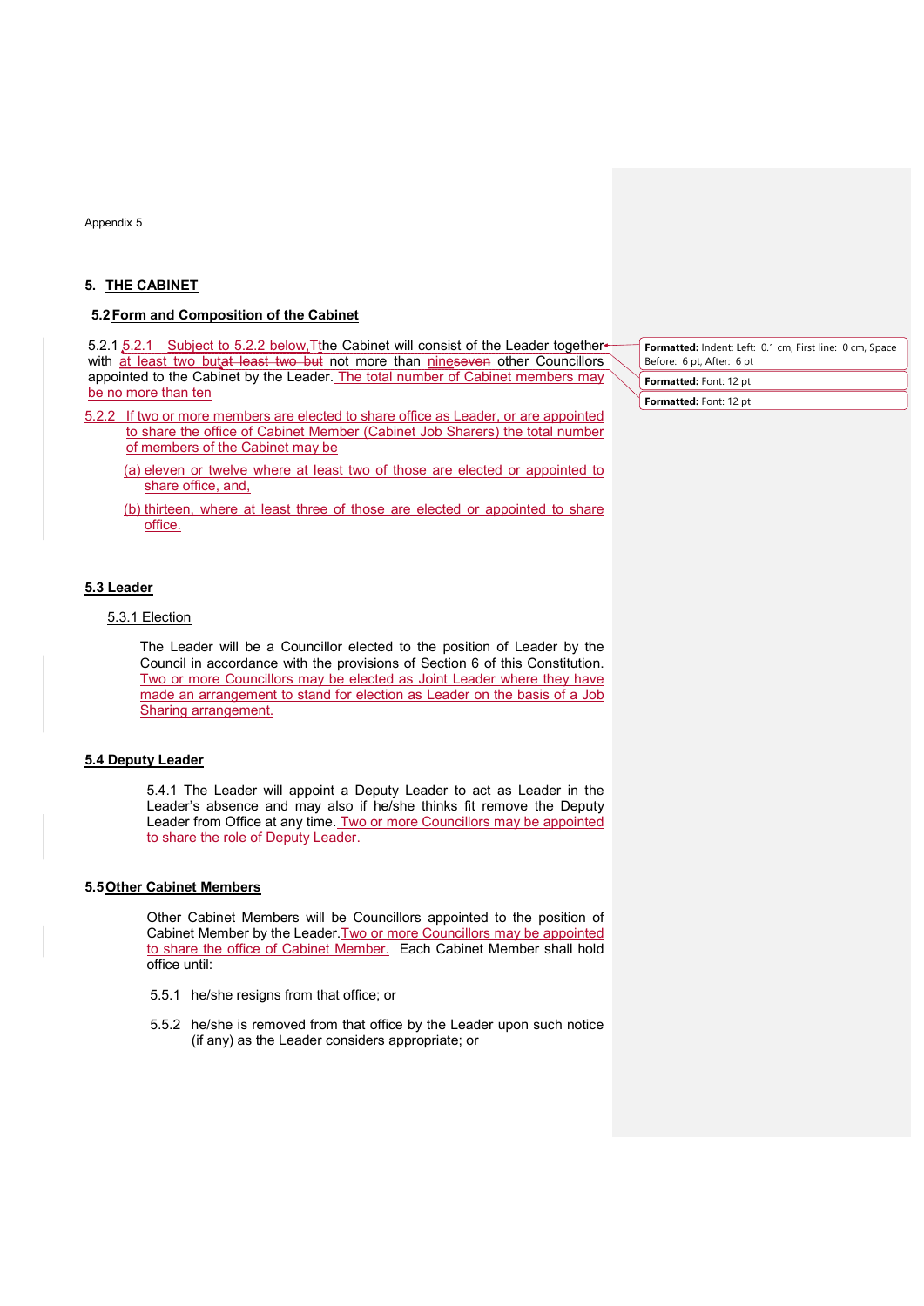Appendix 5

# 5. THE CABINET

## 5.2 Form and Composition of the Cabinet

5.2.1 ~~5.2.1~~ Subject to 5.2.2 below, ~~T~~the Cabinet will consist of the Leader together with at least two but ~~at least two but~~ not more than nine~~seven~~ other Councillors appointed to the Cabinet by the Leader. The total number of Cabinet members may be no more than ten

5.2.2 If two or more members are elected to share office as Leader, or are appointed to share the office of Cabinet Member (Cabinet Job Sharers) the total number of members of the Cabinet may be

(a) eleven or twelve where at least two of those are elected or appointed to share office, and,

(b) thirteen, where at least three of those are elected or appointed to share office.

Formatted: Indent: Left: 0.1 cm, First line: 0 cm, Space Before: 6 pt, After: 6 pt

Formatted: Font: 12 pt

Formatted: Font: 12 pt

## 5.3 Leader

### 5.3.1 Election

The Leader will be a Councillor elected to the position of Leader by the Council in accordance with the provisions of Section 6 of this Constitution. Two or more Councillors may be elected as Joint Leader where they have made an arrangement to stand for election as Leader on the basis of a Job Sharing arrangement.

## 5.4 Deputy Leader

5.4.1 The Leader will appoint a Deputy Leader to act as Leader in the Leader's absence and may also if he/she thinks fit remove the Deputy Leader from Office at any time. Two or more Councillors may be appointed to share the role of Deputy Leader.

## 5.5 Other Cabinet Members

Other Cabinet Members will be Councillors appointed to the position of Cabinet Member by the Leader. Two or more Councillors may be appointed to share the office of Cabinet Member. Each Cabinet Member shall hold office until:

5.5.1 he/she resigns from that office; or

5.5.2 he/she is removed from that office by the Leader upon such notice (if any) as the Leader considers appropriate; or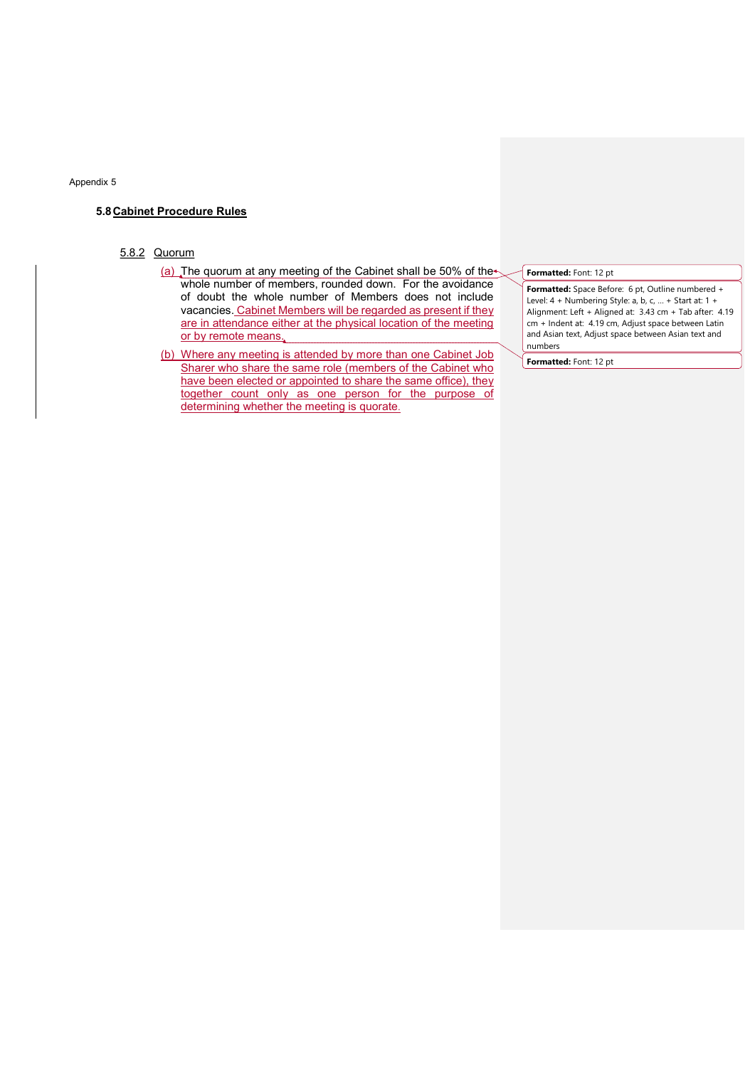Appendix 5

## 5.8 Cabinet Procedure Rules

### 5.8.2 Quorum

(a) The quorum at any meeting of the Cabinet shall be 50% of the whole number of members, rounded down. For the avoidance of doubt the whole number of Members does not include vacancies. Cabinet Members will be regarded as present if they are in attendance either at the physical location of the meeting or by remote means.

(b) Where any meeting is attended by more than one Cabinet Job Sharer who share the same role (members of the Cabinet who have been elected or appointed to share the same office), they together count only as one person for the purpose of determining whether the meeting is quorate.

**Formatted:** Font: 12 pt

**Formatted:** Space Before: 6 pt, Outline numbered + Level: 4 + Numbering Style: a, b, c, … + Start at: 1 + Alignment: Left + Aligned at: 3.43 cm + Tab after: 4.19 cm + Indent at: 4.19 cm, Adjust space between Latin and Asian text, Adjust space between Asian text and numbers

**Formatted:** Font: 12 pt